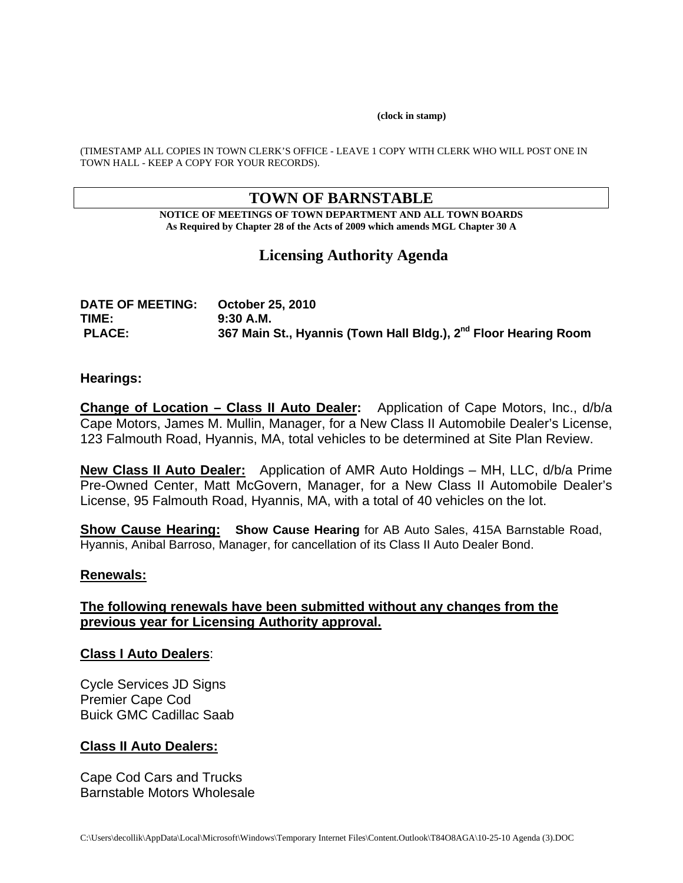**(clock in stamp)**

(TIMESTAMP ALL COPIES IN TOWN CLERK'S OFFICE - LEAVE 1 COPY WITH CLERK WHO WILL POST ONE IN TOWN HALL - KEEP A COPY FOR YOUR RECORDS).

# TOWN OF BARNSTABLE

**NOTICE OF MEETINGS OF TOWN DEPARTMENT AND ALL TOWN BOARDS**
**As Required by Chapter 28 of the Acts of 2009 which amends MGL Chapter 30 A**

## Licensing Authority Agenda

**DATE OF MEETING:** **October 25, 2010**
**TIME:** **9:30 A.M.**
**PLACE:** **367 Main St., Hyannis (Town Hall Bldg.), 2nd Floor Hearing Room**

**Hearings:**

**Change of Location – Class II Auto Dealer:** Application of Cape Motors, Inc., d/b/a Cape Motors, James M. Mullin, Manager, for a New Class II Automobile Dealer's License, 123 Falmouth Road, Hyannis, MA, total vehicles to be determined at Site Plan Review.

**New Class II Auto Dealer:** Application of AMR Auto Holdings – MH, LLC, d/b/a Prime Pre-Owned Center, Matt McGovern, Manager, for a New Class II Automobile Dealer's License, 95 Falmouth Road, Hyannis, MA, with a total of 40 vehicles on the lot.

**Show Cause Hearing:** **Show Cause Hearing** for AB Auto Sales, 415A Barnstable Road, Hyannis, Anibal Barroso, Manager, for cancellation of its Class II Auto Dealer Bond.

**Renewals:**

**The following renewals have been submitted without any changes from the previous year for Licensing Authority approval.**

**Class I Auto Dealers**:

Cycle Services JD Signs
Premier Cape Cod
Buick GMC Cadillac Saab

**Class II Auto Dealers:**

Cape Cod Cars and Trucks
Barnstable Motors Wholesale

C:\Users\decollik\AppData\Local\Microsoft\Windows\Temporary Internet Files\Content.Outlook\T84O8AGA\10-25-10 Agenda (3).DOC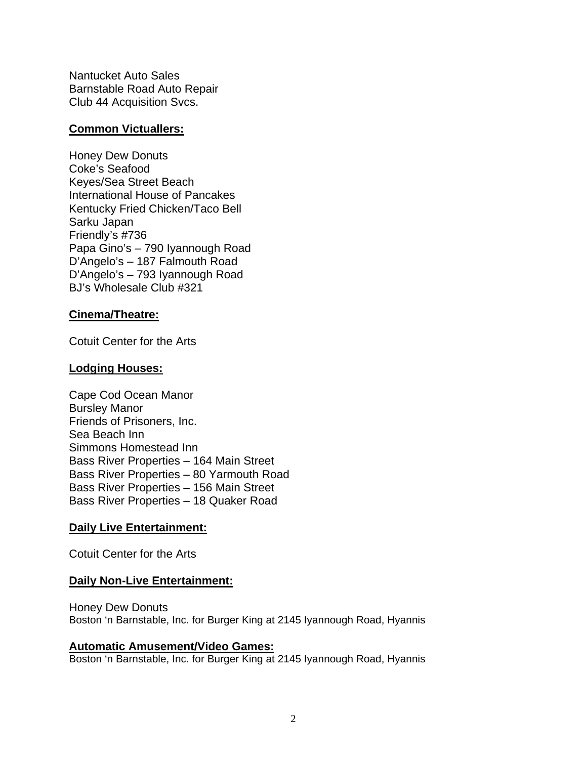Nantucket Auto Sales
Barnstable Road Auto Repair
Club 44 Acquisition Svcs.

**Common Victuallers:**

Honey Dew Donuts
Coke's Seafood
Keyes/Sea Street Beach
International House of Pancakes
Kentucky Fried Chicken/Taco Bell
Sarku Japan
Friendly's #736
Papa Gino's – 790 Iyannough Road
D'Angelo's – 187 Falmouth Road
D'Angelo's – 793 Iyannough Road
BJ's Wholesale Club #321

**Cinema/Theatre:**

Cotuit Center for the Arts

**Lodging Houses:**

Cape Cod Ocean Manor
Bursley Manor
Friends of Prisoners, Inc.
Sea Beach Inn
Simmons Homestead Inn
Bass River Properties – 164 Main Street
Bass River Properties – 80 Yarmouth Road
Bass River Properties – 156 Main Street
Bass River Properties – 18 Quaker Road

**Daily Live Entertainment:**

Cotuit Center for the Arts

**Daily Non-Live Entertainment:**

Honey Dew Donuts
Boston 'n Barnstable, Inc. for Burger King at 2145 Iyannough Road, Hyannis

**Automatic Amusement/Video Games:**
Boston 'n Barnstable, Inc. for Burger King at 2145 Iyannough Road, Hyannis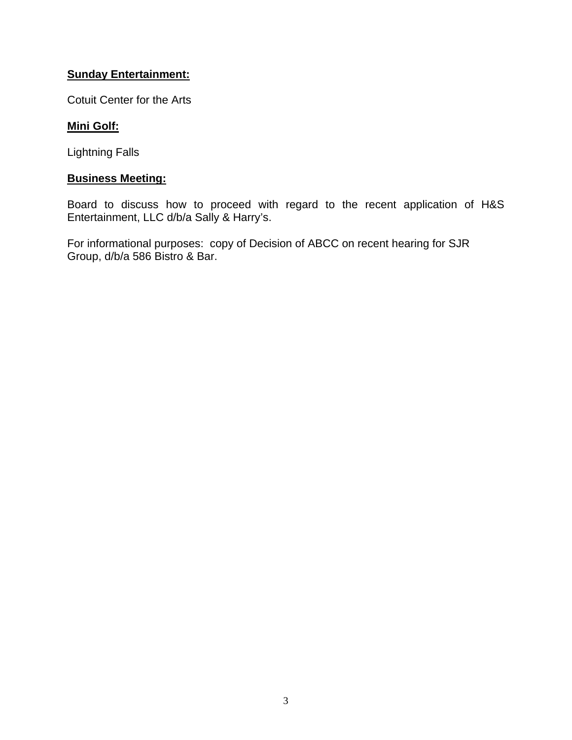**Sunday Entertainment:**

Cotuit Center for the Arts

**Mini Golf:**

Lightning Falls

**Business Meeting:**

Board to discuss how to proceed with regard to the recent application of H&S Entertainment, LLC d/b/a Sally & Harry's.

For informational purposes: copy of Decision of ABCC on recent hearing for SJR Group, d/b/a 586 Bistro & Bar.